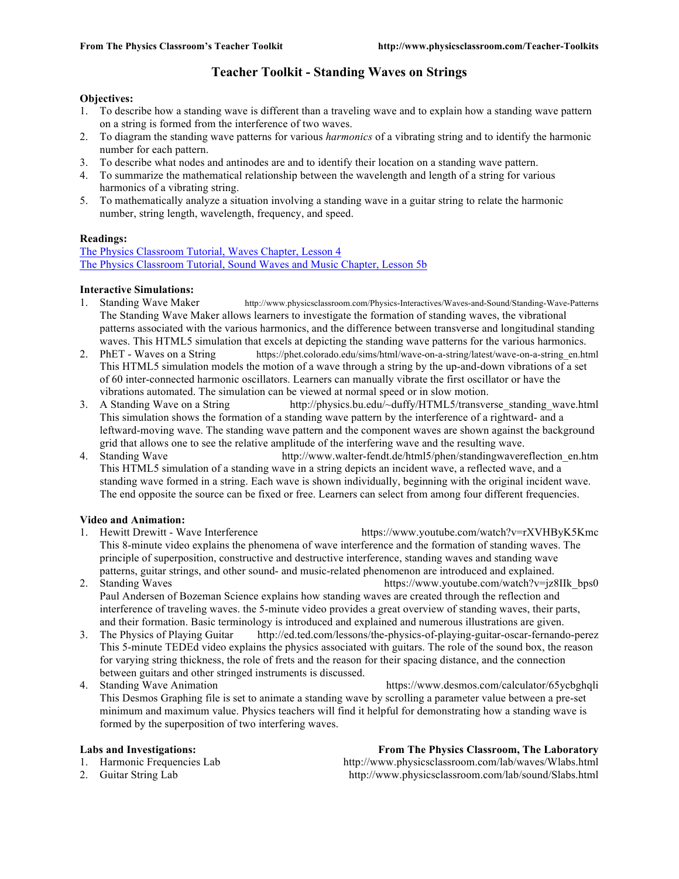# Teacher Toolkit - Standing Waves on Strings

**Objectives:**

1. To describe how a standing wave is different than a traveling wave and to explain how a standing wave pattern on a string is formed from the interference of two waves.
2. To diagram the standing wave patterns for various *harmonics* of a vibrating string and to identify the harmonic number for each pattern.
3. To describe what nodes and antinodes are and to identify their location on a standing wave pattern.
4. To summarize the mathematical relationship between the wavelength and length of a string for various harmonics of a vibrating string.
5. To mathematically analyze a situation involving a standing wave in a guitar string to relate the harmonic number, string length, wavelength, frequency, and speed.

**Readings:**

[The Physics Classroom Tutorial, Waves Chapter, Lesson 4](The Physics Classroom Tutorial, Waves Chapter, Lesson 4)
[The Physics Classroom Tutorial, Sound Waves and Music Chapter, Lesson 5b](The Physics Classroom Tutorial, Sound Waves and Music Chapter, Lesson 5b)

**Interactive Simulations:**

1. Standing Wave Maker http://www.physicsclassroom.com/Physics-Interactives/Waves-and-Sound/Standing-Wave-Patterns
   The Standing Wave Maker allows learners to investigate the formation of standing waves, the vibrational patterns associated with the various harmonics, and the difference between transverse and longitudinal standing waves. This HTML5 simulation that excels at depicting the standing wave patterns for the various harmonics.
2. PhET - Waves on a String https://phet.colorado.edu/sims/html/wave-on-a-string/latest/wave-on-a-string_en.html
   This HTML5 simulation models the motion of a wave through a string by the up-and-down vibrations of a set of 60 inter-connected harmonic oscillators. Learners can manually vibrate the first oscillator or have the vibrations automated. The simulation can be viewed at normal speed or in slow motion.
3. A Standing Wave on a String http://physics.bu.edu/~duffy/HTML5/transverse_standing_wave.html
   This simulation shows the formation of a standing wave pattern by the interference of a rightward- and a leftward-moving wave. The standing wave pattern and the component waves are shown against the background grid that allows one to see the relative amplitude of the interfering wave and the resulting wave.
4. Standing Wave http://www.walter-fendt.de/html5/phen/standingwavereflection_en.htm
   This HTML5 simulation of a standing wave in a string depicts an incident wave, a reflected wave, and a standing wave formed in a string. Each wave is shown individually, beginning with the original incident wave. The end opposite the source can be fixed or free. Learners can select from among four different frequencies.

**Video and Animation:**

1. Hewitt Drewitt - Wave Interference https://www.youtube.com/watch?v=rXVHByK5Kmc
   This 8-minute video explains the phenomena of wave interference and the formation of standing waves. The principle of superposition, constructive and destructive interference, standing waves and standing wave patterns, guitar strings, and other sound- and music-related phenomenon are introduced and explained.
2. Standing Waves https://www.youtube.com/watch?v=jz8IIk_bps0
   Paul Andersen of Bozeman Science explains how standing waves are created through the reflection and interference of traveling waves. the 5-minute video provides a great overview of standing waves, their parts, and their formation. Basic terminology is introduced and explained and numerous illustrations are given.
3. The Physics of Playing Guitar http://ed.ted.com/lessons/the-physics-of-playing-guitar-oscar-fernando-perez
   This 5-minute TEDEd video explains the physics associated with guitars. The role of the sound box, the reason for varying string thickness, the role of frets and the reason for their spacing distance, and the connection between guitars and other stringed instruments is discussed.
4. Standing Wave Animation https://www.desmos.com/calculator/65ycbghqli
   This Desmos Graphing file is set to animate a standing wave by scrolling a parameter value between a pre-set minimum and maximum value. Physics teachers will find it helpful for demonstrating how a standing wave is formed by the superposition of two interfering waves.

**Labs and Investigations:** **From The Physics Classroom, The Laboratory**

1. Harmonic Frequencies Lab http://www.physicsclassroom.com/lab/waves/Wlabs.html
2. Guitar String Lab http://www.physicsclassroom.com/lab/sound/Slabs.html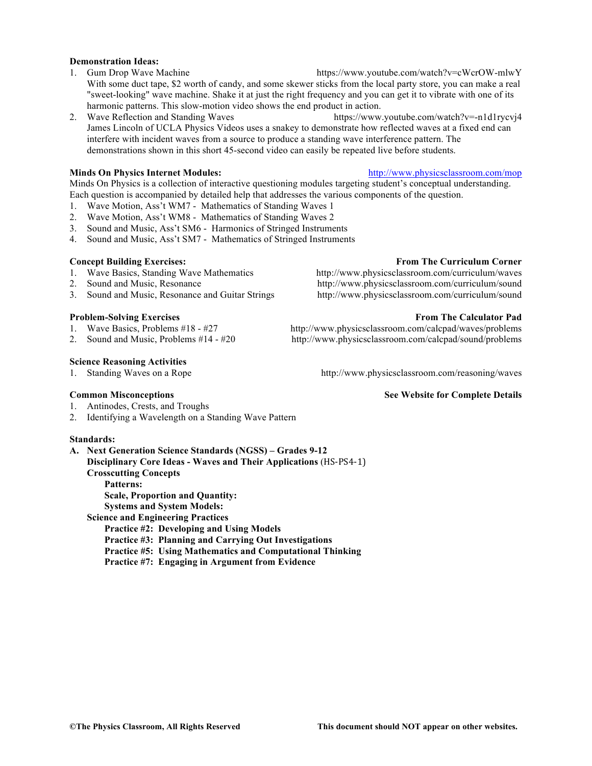**Demonstration Ideas:**

1. Gum Drop Wave Machine https://www.youtube.com/watch?v=cWcrOW-mlwY
   With some duct tape, $2 worth of candy, and some skewer sticks from the local party store, you can make a real "sweet-looking" wave machine. Shake it at just the right frequency and you can get it to vibrate with one of its harmonic patterns. This slow-motion video shows the end product in action.
2. Wave Reflection and Standing Waves https://www.youtube.com/watch?v=-n1d1rycvj4
   James Lincoln of UCLA Physics Videos uses a snakey to demonstrate how reflected waves at a fixed end can interfere with incident waves from a source to produce a standing wave interference pattern. The demonstrations shown in this short 45-second video can easily be repeated live before students.

**Minds On Physics Internet Modules:** http://www.physicsclassroom.com/mop

Minds On Physics is a collection of interactive questioning modules targeting student's conceptual understanding. Each question is accompanied by detailed help that addresses the various components of the question.

1. Wave Motion, Ass't WM7 - Mathematics of Standing Waves 1
2. Wave Motion, Ass't WM8 - Mathematics of Standing Waves 2
3. Sound and Music, Ass't SM6 - Harmonics of Stringed Instruments
4. Sound and Music, Ass't SM7 - Mathematics of Stringed Instruments

**Concept Building Exercises:** **From The Curriculum Corner**

1. Wave Basics, Standing Wave Mathematics http://www.physicsclassroom.com/curriculum/waves
2. Sound and Music, Resonance http://www.physicsclassroom.com/curriculum/sound
3. Sound and Music, Resonance and Guitar Strings http://www.physicsclassroom.com/curriculum/sound

**Problem-Solving Exercises** **From The Calculator Pad**

1. Wave Basics, Problems #18 - #27 http://www.physicsclassroom.com/calcpad/waves/problems
2. Sound and Music, Problems #14 - #20 http://www.physicsclassroom.com/calcpad/sound/problems

**Science Reasoning Activities**

1. Standing Waves on a Rope http://www.physicsclassroom.com/reasoning/waves

**Common Misconceptions** **See Website for Complete Details**

1. Antinodes, Crests, and Troughs
2. Identifying a Wavelength on a Standing Wave Pattern

**Standards:**

**A. Next Generation Science Standards (NGSS) – Grades 9-12**

**Disciplinary Core Ideas - Waves and Their Applications** (HS-PS4-1)

**Crosscutting Concepts**

- **Patterns:**
- **Scale, Proportion and Quantity:**
- **Systems and System Models:**

**Science and Engineering Practices**

- **Practice #2: Developing and Using Models**
- **Practice #3: Planning and Carrying Out Investigations**
- **Practice #5: Using Mathematics and Computational Thinking**
- **Practice #7: Engaging in Argument from Evidence**